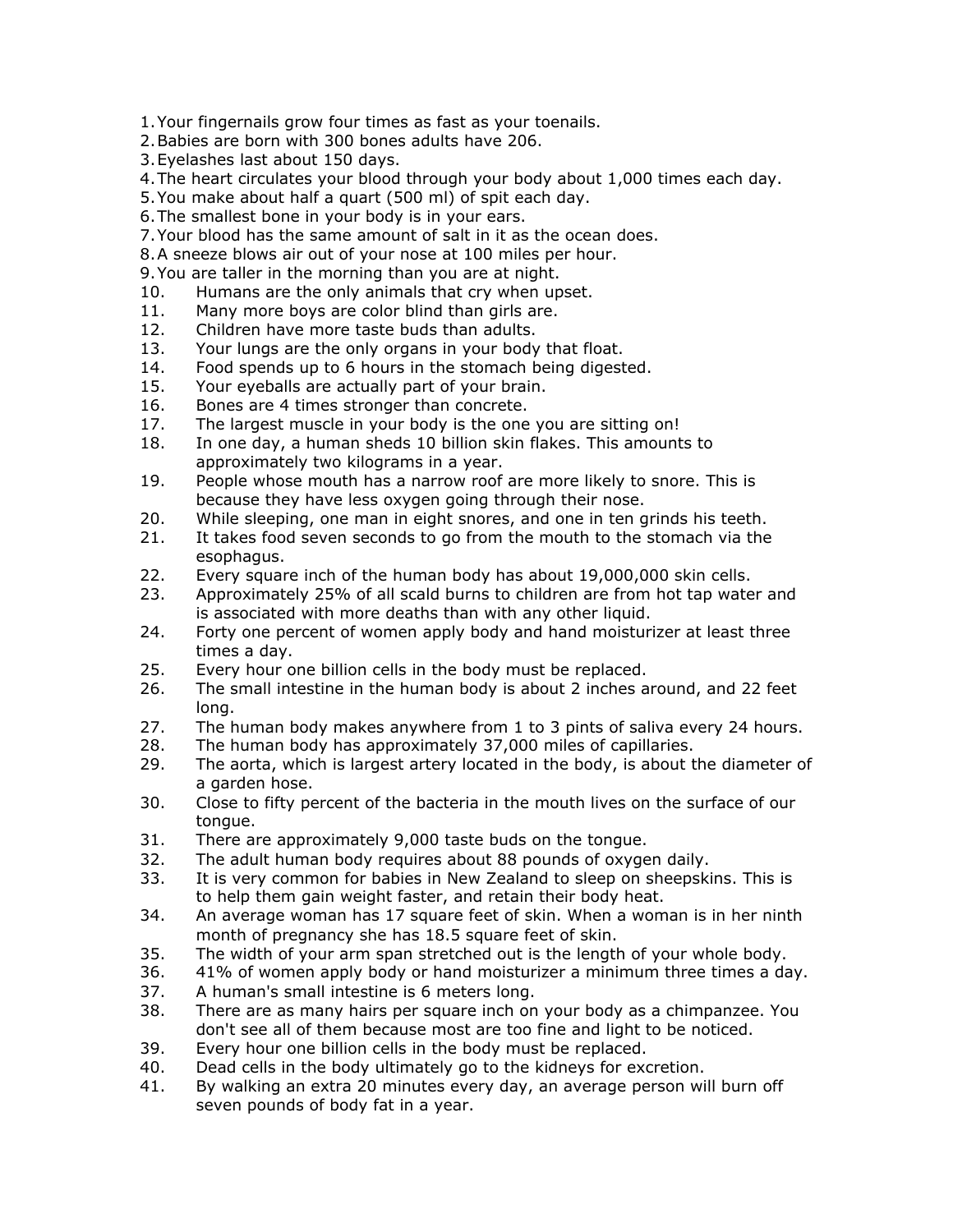1. Your fingernails grow four times as fast as your toenails.
2. Babies are born with 300 bones adults have 206.
3. Eyelashes last about 150 days.
4. The heart circulates your blood through your body about 1,000 times each day.
5. You make about half a quart (500 ml) of spit each day.
6. The smallest bone in your body is in your ears.
7. Your blood has the same amount of salt in it as the ocean does.
8. A sneeze blows air out of your nose at 100 miles per hour.
9. You are taller in the morning than you are at night.
10. Humans are the only animals that cry when upset.
11. Many more boys are color blind than girls are.
12. Children have more taste buds than adults.
13. Your lungs are the only organs in your body that float.
14. Food spends up to 6 hours in the stomach being digested.
15. Your eyeballs are actually part of your brain.
16. Bones are 4 times stronger than concrete.
17. The largest muscle in your body is the one you are sitting on!
18. In one day, a human sheds 10 billion skin flakes. This amounts to approximately two kilograms in a year.
19. People whose mouth has a narrow roof are more likely to snore. This is because they have less oxygen going through their nose.
20. While sleeping, one man in eight snores, and one in ten grinds his teeth.
21. It takes food seven seconds to go from the mouth to the stomach via the esophagus.
22. Every square inch of the human body has about 19,000,000 skin cells.
23. Approximately 25% of all scald burns to children are from hot tap water and is associated with more deaths than with any other liquid.
24. Forty one percent of women apply body and hand moisturizer at least three times a day.
25. Every hour one billion cells in the body must be replaced.
26. The small intestine in the human body is about 2 inches around, and 22 feet long.
27. The human body makes anywhere from 1 to 3 pints of saliva every 24 hours.
28. The human body has approximately 37,000 miles of capillaries.
29. The aorta, which is largest artery located in the body, is about the diameter of a garden hose.
30. Close to fifty percent of the bacteria in the mouth lives on the surface of our tongue.
31. There are approximately 9,000 taste buds on the tongue.
32. The adult human body requires about 88 pounds of oxygen daily.
33. It is very common for babies in New Zealand to sleep on sheepskins. This is to help them gain weight faster, and retain their body heat.
34. An average woman has 17 square feet of skin. When a woman is in her ninth month of pregnancy she has 18.5 square feet of skin.
35. The width of your arm span stretched out is the length of your whole body.
36. 41% of women apply body or hand moisturizer a minimum three times a day.
37. A human's small intestine is 6 meters long.
38. There are as many hairs per square inch on your body as a chimpanzee. You don't see all of them because most are too fine and light to be noticed.
39. Every hour one billion cells in the body must be replaced.
40. Dead cells in the body ultimately go to the kidneys for excretion.
41. By walking an extra 20 minutes every day, an average person will burn off seven pounds of body fat in a year.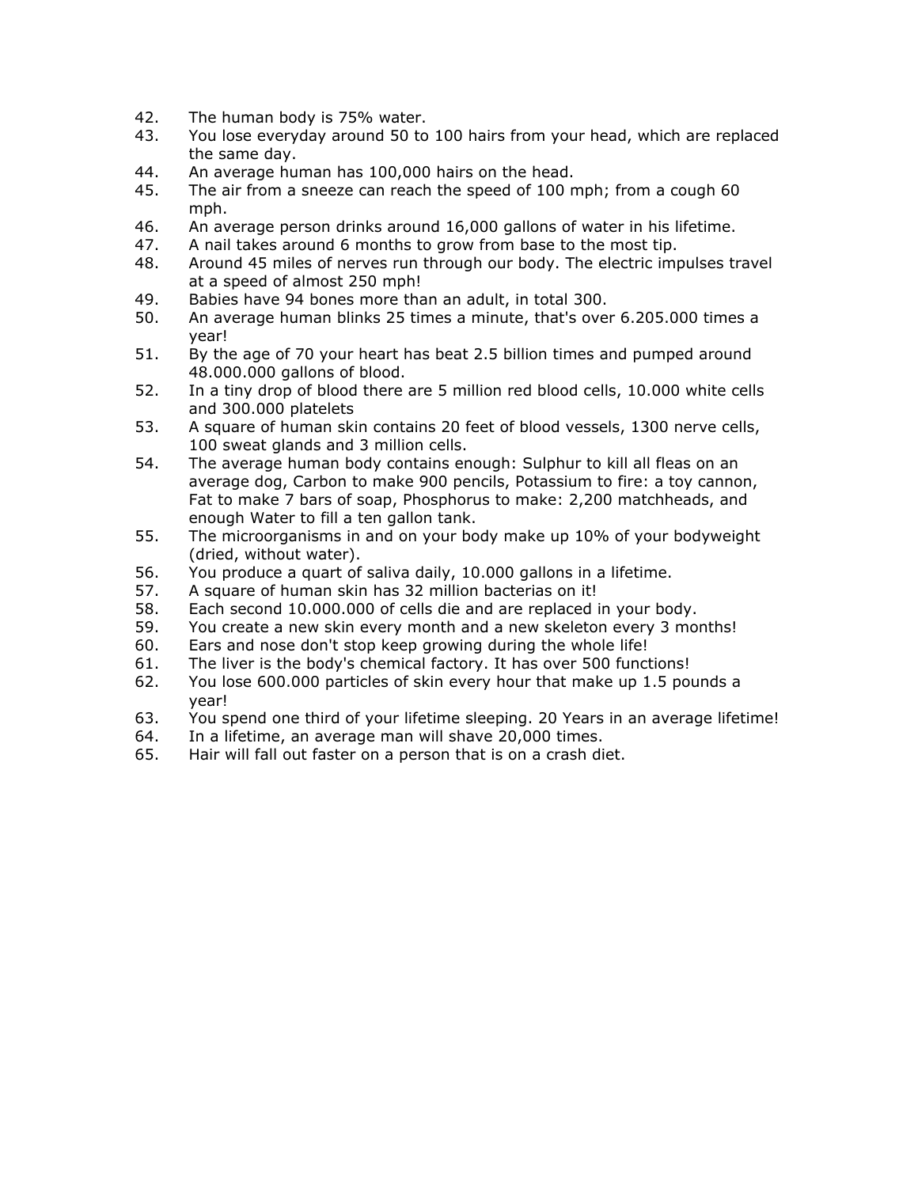42. The human body is 75% water.
43. You lose everyday around 50 to 100 hairs from your head, which are replaced the same day.
44. An average human has 100,000 hairs on the head.
45. The air from a sneeze can reach the speed of 100 mph; from a cough 60 mph.
46. An average person drinks around 16,000 gallons of water in his lifetime.
47. A nail takes around 6 months to grow from base to the most tip.
48. Around 45 miles of nerves run through our body. The electric impulses travel at a speed of almost 250 mph!
49. Babies have 94 bones more than an adult, in total 300.
50. An average human blinks 25 times a minute, that's over 6.205.000 times a year!
51. By the age of 70 your heart has beat 2.5 billion times and pumped around 48.000.000 gallons of blood.
52. In a tiny drop of blood there are 5 million red blood cells, 10.000 white cells and 300.000 platelets
53. A square of human skin contains 20 feet of blood vessels, 1300 nerve cells, 100 sweat glands and 3 million cells.
54. The average human body contains enough: Sulphur to kill all fleas on an average dog, Carbon to make 900 pencils, Potassium to fire: a toy cannon, Fat to make 7 bars of soap, Phosphorus to make: 2,200 matchheads, and enough Water to fill a ten gallon tank.
55. The microorganisms in and on your body make up 10% of your bodyweight (dried, without water).
56. You produce a quart of saliva daily, 10.000 gallons in a lifetime.
57. A square of human skin has 32 million bacterias on it!
58. Each second 10.000.000 of cells die and are replaced in your body.
59. You create a new skin every month and a new skeleton every 3 months!
60. Ears and nose don't stop keep growing during the whole life!
61. The liver is the body's chemical factory. It has over 500 functions!
62. You lose 600.000 particles of skin every hour that make up 1.5 pounds a year!
63. You spend one third of your lifetime sleeping. 20 Years in an average lifetime!
64. In a lifetime, an average man will shave 20,000 times.
65. Hair will fall out faster on a person that is on a crash diet.